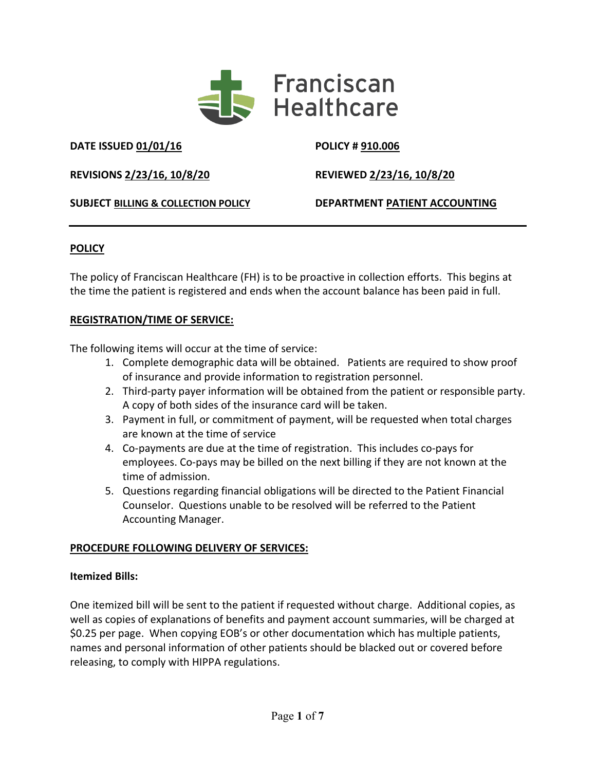Franciscan Healthcare

**DATE ISSUED** 01/01/16 | **POLICY #** 910.006

**REVISIONS** 2/23/16, 10/8/20 | **REVIEWED** 2/23/16, 10/8/20

**SUBJECT** BILLING & COLLECTION POLICY | **DEPARTMENT** PATIENT ACCOUNTING

---

## POLICY

The policy of Franciscan Healthcare (FH) is to be proactive in collection efforts. This begins at the time the patient is registered and ends when the account balance has been paid in full.

## REGISTRATION/TIME OF SERVICE:

The following items will occur at the time of service:

1. Complete demographic data will be obtained. Patients are required to show proof of insurance and provide information to registration personnel.
2. Third-party payer information will be obtained from the patient or responsible party. A copy of both sides of the insurance card will be taken.
3. Payment in full, or commitment of payment, will be requested when total charges are known at the time of service
4. Co-payments are due at the time of registration. This includes co-pays for employees. Co-pays may be billed on the next billing if they are not known at the time of admission.
5. Questions regarding financial obligations will be directed to the Patient Financial Counselor. Questions unable to be resolved will be referred to the Patient Accounting Manager.

## PROCEDURE FOLLOWING DELIVERY OF SERVICES:

### Itemized Bills:

One itemized bill will be sent to the patient if requested without charge. Additional copies, as well as copies of explanations of benefits and payment account summaries, will be charged at $0.25 per page. When copying EOB's or other documentation which has multiple patients, names and personal information of other patients should be blacked out or covered before releasing, to comply with HIPPA regulations.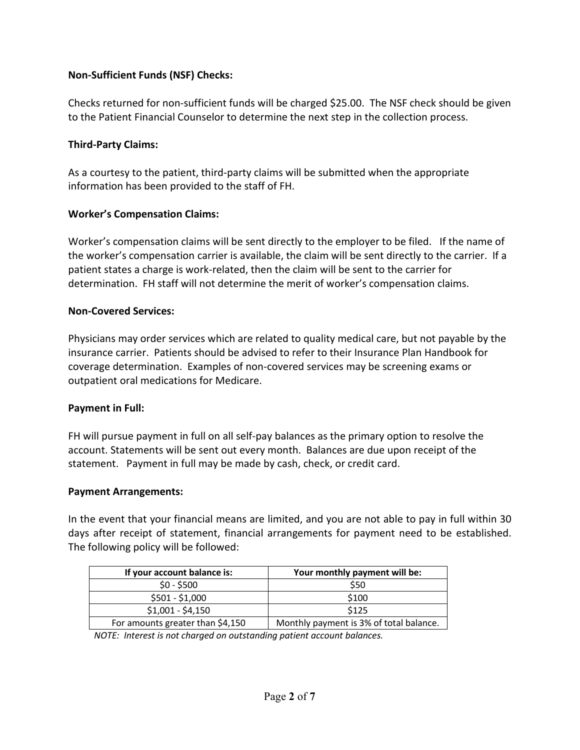**Non-Sufficient Funds (NSF) Checks:**

Checks returned for non-sufficient funds will be charged $25.00. The NSF check should be given to the Patient Financial Counselor to determine the next step in the collection process.

**Third-Party Claims:**

As a courtesy to the patient, third-party claims will be submitted when the appropriate information has been provided to the staff of FH.

**Worker's Compensation Claims:**

Worker's compensation claims will be sent directly to the employer to be filed. If the name of the worker's compensation carrier is available, the claim will be sent directly to the carrier. If a patient states a charge is work-related, then the claim will be sent to the carrier for determination. FH staff will not determine the merit of worker's compensation claims.

**Non-Covered Services:**

Physicians may order services which are related to quality medical care, but not payable by the insurance carrier. Patients should be advised to refer to their Insurance Plan Handbook for coverage determination. Examples of non-covered services may be screening exams or outpatient oral medications for Medicare.

**Payment in Full:**

FH will pursue payment in full on all self-pay balances as the primary option to resolve the account. Statements will be sent out every month. Balances are due upon receipt of the statement. Payment in full may be made by cash, check, or credit card.

**Payment Arrangements:**

In the event that your financial means are limited, and you are not able to pay in full within 30 days after receipt of statement, financial arrangements for payment need to be established. The following policy will be followed:

| If your account balance is: | Your monthly payment will be: |
| --- | --- |
| $0 - $500 | $50 |
| $501 - $1,000 | $100 |
| $1,001 - $4,150 | $125 |
| For amounts greater than $4,150 | Monthly payment is 3% of total balance. |

*NOTE: Interest is not charged on outstanding patient account balances.*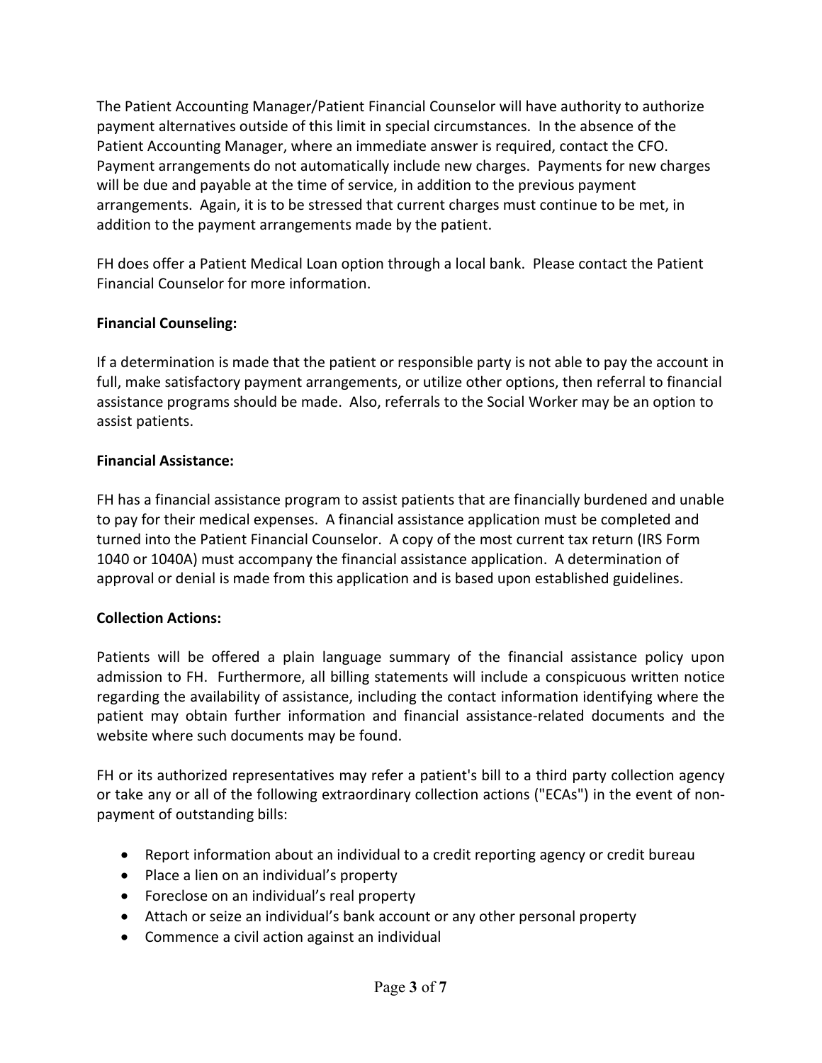The Patient Accounting Manager/Patient Financial Counselor will have authority to authorize payment alternatives outside of this limit in special circumstances. In the absence of the Patient Accounting Manager, where an immediate answer is required, contact the CFO. Payment arrangements do not automatically include new charges. Payments for new charges will be due and payable at the time of service, in addition to the previous payment arrangements. Again, it is to be stressed that current charges must continue to be met, in addition to the payment arrangements made by the patient.

FH does offer a Patient Medical Loan option through a local bank. Please contact the Patient Financial Counselor for more information.

**Financial Counseling:**

If a determination is made that the patient or responsible party is not able to pay the account in full, make satisfactory payment arrangements, or utilize other options, then referral to financial assistance programs should be made. Also, referrals to the Social Worker may be an option to assist patients.

**Financial Assistance:**

FH has a financial assistance program to assist patients that are financially burdened and unable to pay for their medical expenses. A financial assistance application must be completed and turned into the Patient Financial Counselor. A copy of the most current tax return (IRS Form 1040 or 1040A) must accompany the financial assistance application. A determination of approval or denial is made from this application and is based upon established guidelines.

**Collection Actions:**

Patients will be offered a plain language summary of the financial assistance policy upon admission to FH. Furthermore, all billing statements will include a conspicuous written notice regarding the availability of assistance, including the contact information identifying where the patient may obtain further information and financial assistance-related documents and the website where such documents may be found.

FH or its authorized representatives may refer a patient's bill to a third party collection agency or take any or all of the following extraordinary collection actions ("ECAs") in the event of non-payment of outstanding bills:

- Report information about an individual to a credit reporting agency or credit bureau
- Place a lien on an individual's property
- Foreclose on an individual's real property
- Attach or seize an individual's bank account or any other personal property
- Commence a civil action against an individual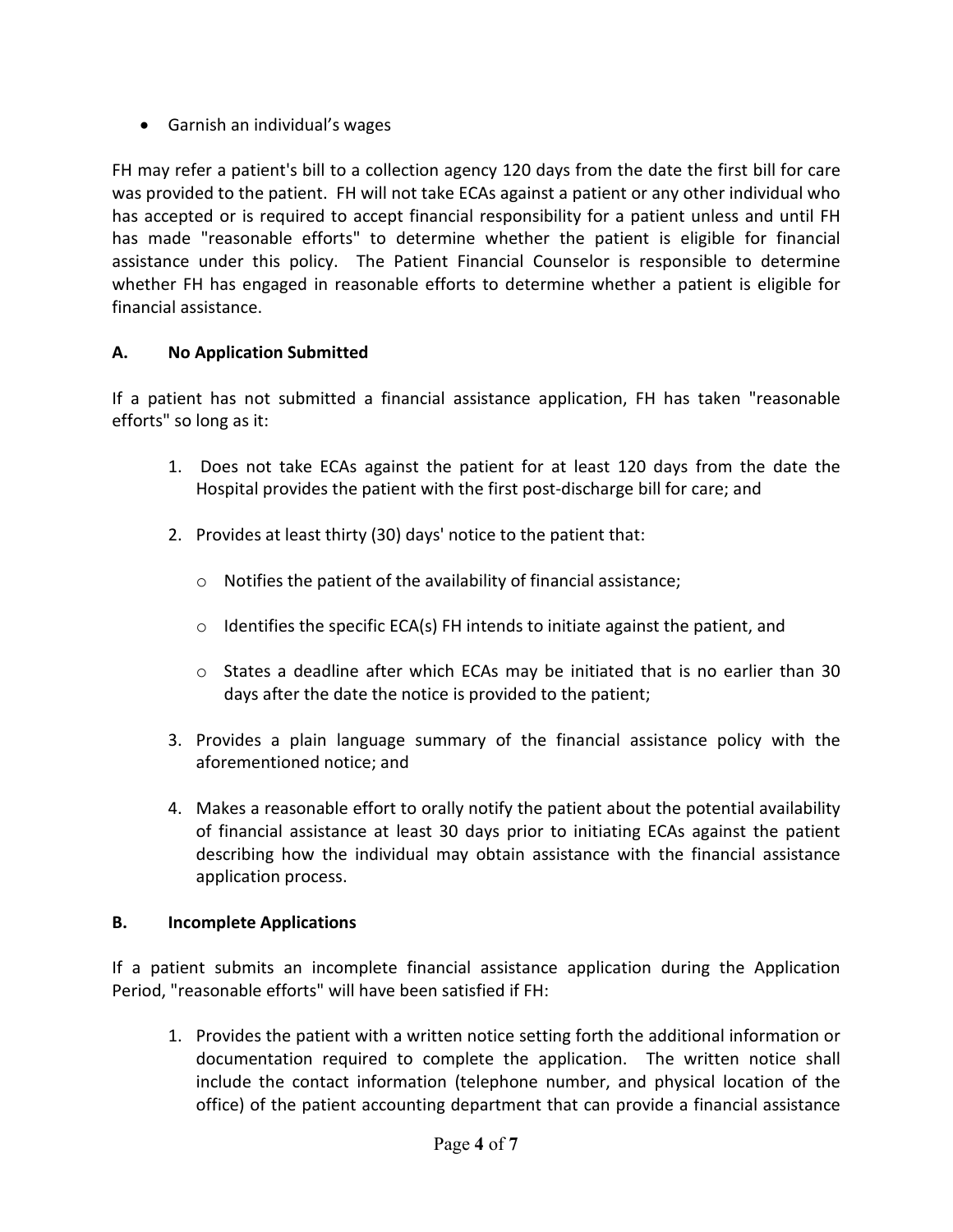- Garnish an individual's wages

FH may refer a patient's bill to a collection agency 120 days from the date the first bill for care was provided to the patient. FH will not take ECAs against a patient or any other individual who has accepted or is required to accept financial responsibility for a patient unless and until FH has made "reasonable efforts" to determine whether the patient is eligible for financial assistance under this policy. The Patient Financial Counselor is responsible to determine whether FH has engaged in reasonable efforts to determine whether a patient is eligible for financial assistance.

**A. No Application Submitted**

If a patient has not submitted a financial assistance application, FH has taken "reasonable efforts" so long as it:

1. Does not take ECAs against the patient for at least 120 days from the date the Hospital provides the patient with the first post-discharge bill for care; and
2. Provides at least thirty (30) days' notice to the patient that:
   - Notifies the patient of the availability of financial assistance;
   - Identifies the specific ECA(s) FH intends to initiate against the patient, and
   - States a deadline after which ECAs may be initiated that is no earlier than 30 days after the date the notice is provided to the patient;
3. Provides a plain language summary of the financial assistance policy with the aforementioned notice; and
4. Makes a reasonable effort to orally notify the patient about the potential availability of financial assistance at least 30 days prior to initiating ECAs against the patient describing how the individual may obtain assistance with the financial assistance application process.

**B. Incomplete Applications**

If a patient submits an incomplete financial assistance application during the Application Period, "reasonable efforts" will have been satisfied if FH:

1. Provides the patient with a written notice setting forth the additional information or documentation required to complete the application. The written notice shall include the contact information (telephone number, and physical location of the office) of the patient accounting department that can provide a financial assistance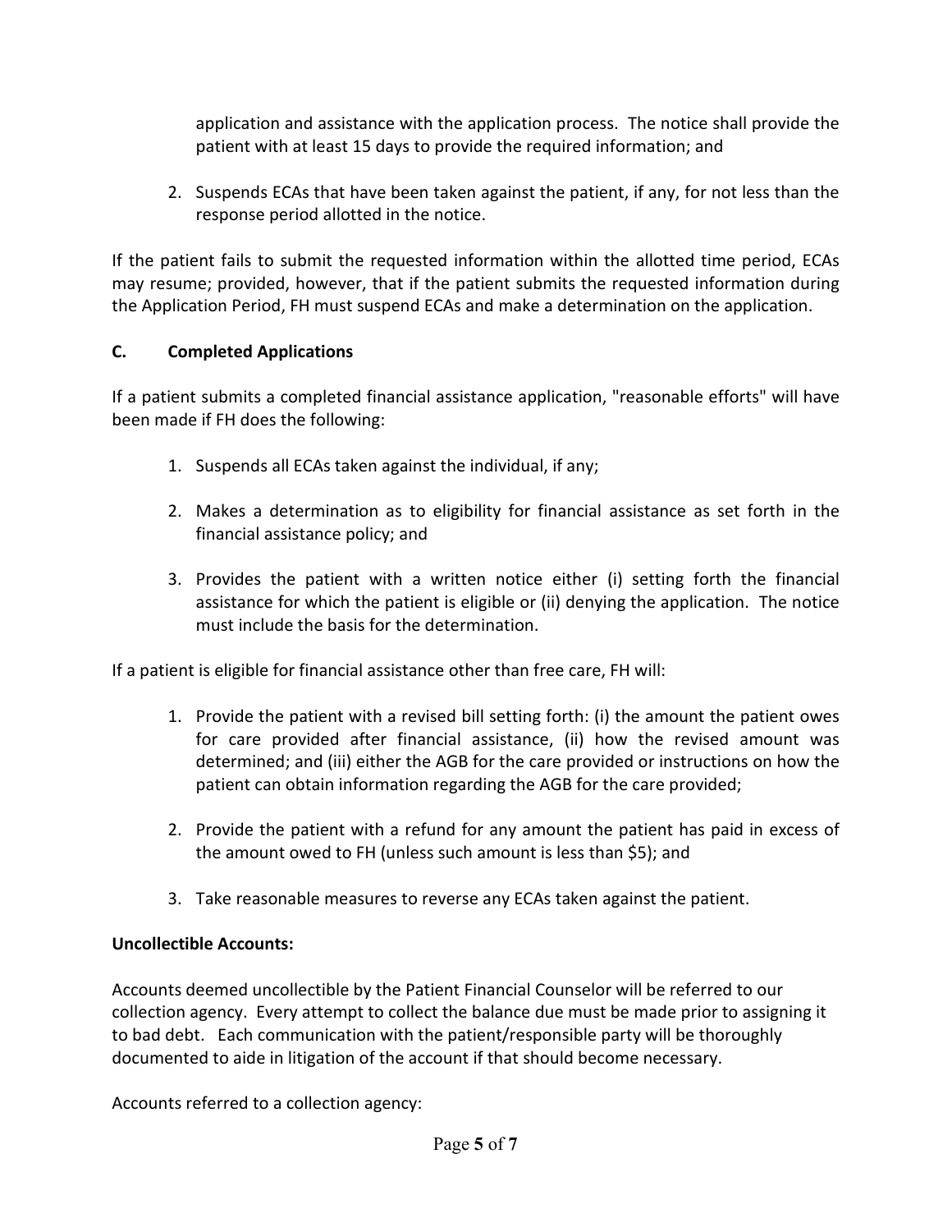application and assistance with the application process. The notice shall provide the patient with at least 15 days to provide the required information; and

2. Suspends ECAs that have been taken against the patient, if any, for not less than the response period allotted in the notice.

If the patient fails to submit the requested information within the allotted time period, ECAs may resume; provided, however, that if the patient submits the requested information during the Application Period, FH must suspend ECAs and make a determination on the application.

### C. Completed Applications

If a patient submits a completed financial assistance application, "reasonable efforts" will have been made if FH does the following:

1. Suspends all ECAs taken against the individual, if any;
2. Makes a determination as to eligibility for financial assistance as set forth in the financial assistance policy; and
3. Provides the patient with a written notice either (i) setting forth the financial assistance for which the patient is eligible or (ii) denying the application. The notice must include the basis for the determination.

If a patient is eligible for financial assistance other than free care, FH will:

1. Provide the patient with a revised bill setting forth: (i) the amount the patient owes for care provided after financial assistance, (ii) how the revised amount was determined; and (iii) either the AGB for the care provided or instructions on how the patient can obtain information regarding the AGB for the care provided;
2. Provide the patient with a refund for any amount the patient has paid in excess of the amount owed to FH (unless such amount is less than $5); and
3. Take reasonable measures to reverse any ECAs taken against the patient.

**Uncollectible Accounts:**

Accounts deemed uncollectible by the Patient Financial Counselor will be referred to our collection agency. Every attempt to collect the balance due must be made prior to assigning it to bad debt. Each communication with the patient/responsible party will be thoroughly documented to aide in litigation of the account if that should become necessary.

Accounts referred to a collection agency: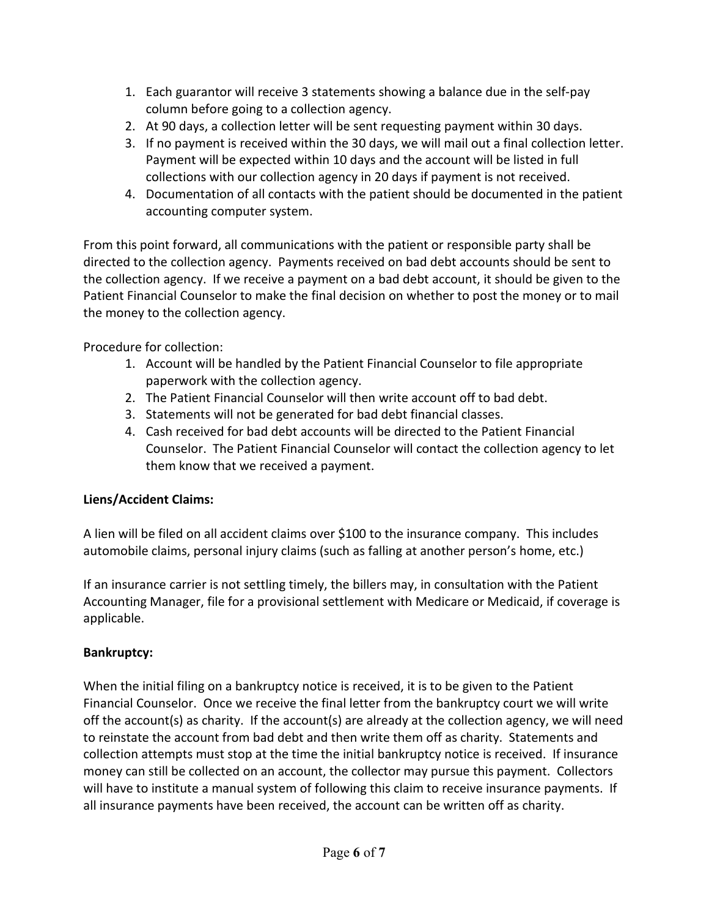1. Each guarantor will receive 3 statements showing a balance due in the self-pay column before going to a collection agency.
2. At 90 days, a collection letter will be sent requesting payment within 30 days.
3. If no payment is received within the 30 days, we will mail out a final collection letter. Payment will be expected within 10 days and the account will be listed in full collections with our collection agency in 20 days if payment is not received.
4. Documentation of all contacts with the patient should be documented in the patient accounting computer system.

From this point forward, all communications with the patient or responsible party shall be directed to the collection agency. Payments received on bad debt accounts should be sent to the collection agency. If we receive a payment on a bad debt account, it should be given to the Patient Financial Counselor to make the final decision on whether to post the money or to mail the money to the collection agency.

Procedure for collection:

1. Account will be handled by the Patient Financial Counselor to file appropriate paperwork with the collection agency.
2. The Patient Financial Counselor will then write account off to bad debt.
3. Statements will not be generated for bad debt financial classes.
4. Cash received for bad debt accounts will be directed to the Patient Financial Counselor. The Patient Financial Counselor will contact the collection agency to let them know that we received a payment.

**Liens/Accident Claims:**

A lien will be filed on all accident claims over $100 to the insurance company. This includes automobile claims, personal injury claims (such as falling at another person's home, etc.)

If an insurance carrier is not settling timely, the billers may, in consultation with the Patient Accounting Manager, file for a provisional settlement with Medicare or Medicaid, if coverage is applicable.

**Bankruptcy:**

When the initial filing on a bankruptcy notice is received, it is to be given to the Patient Financial Counselor. Once we receive the final letter from the bankruptcy court we will write off the account(s) as charity. If the account(s) are already at the collection agency, we will need to reinstate the account from bad debt and then write them off as charity. Statements and collection attempts must stop at the time the initial bankruptcy notice is received. If insurance money can still be collected on an account, the collector may pursue this payment. Collectors will have to institute a manual system of following this claim to receive insurance payments. If all insurance payments have been received, the account can be written off as charity.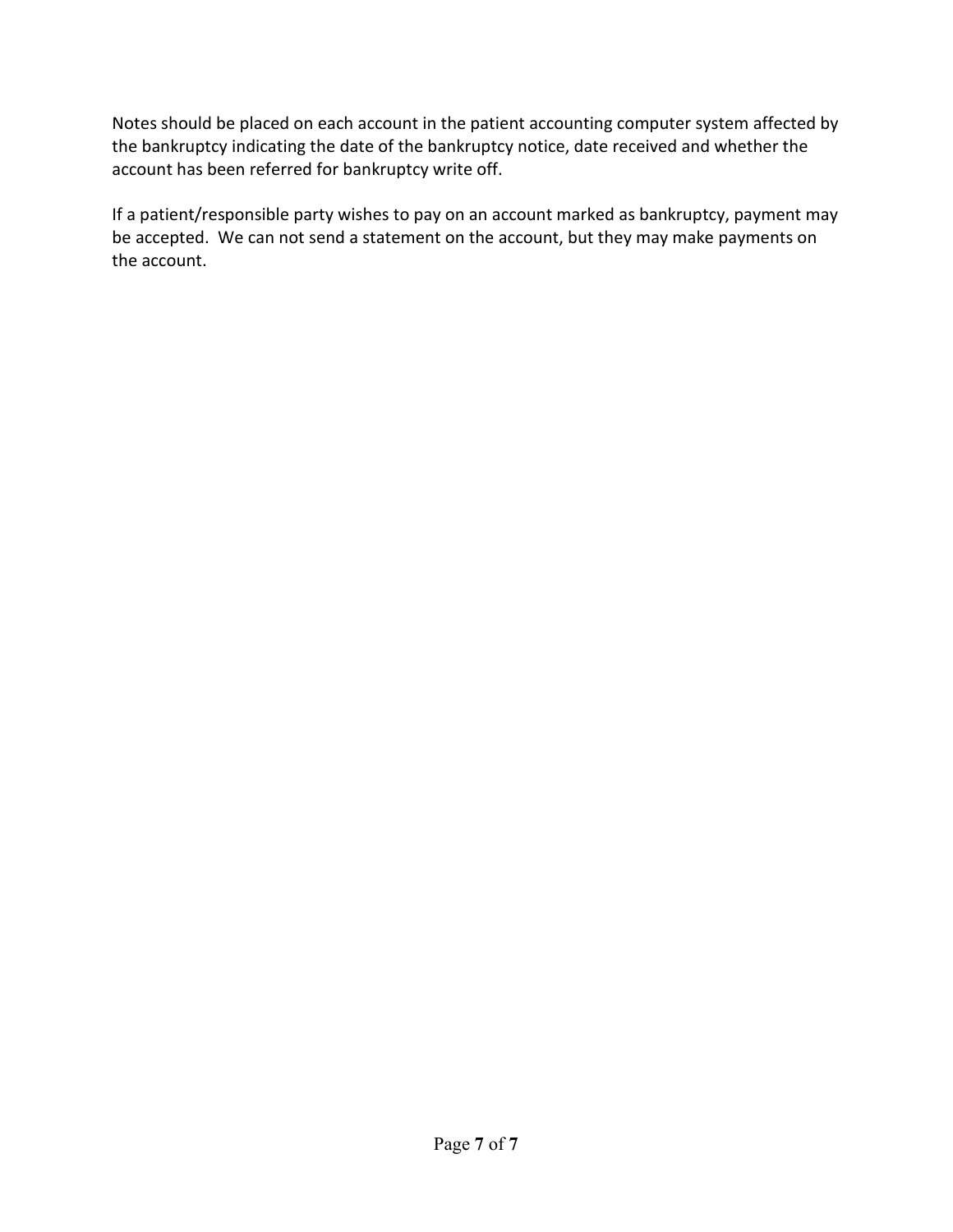Notes should be placed on each account in the patient accounting computer system affected by the bankruptcy indicating the date of the bankruptcy notice, date received and whether the account has been referred for bankruptcy write off.

If a patient/responsible party wishes to pay on an account marked as bankruptcy, payment may be accepted. We can not send a statement on the account, but they may make payments on the account.